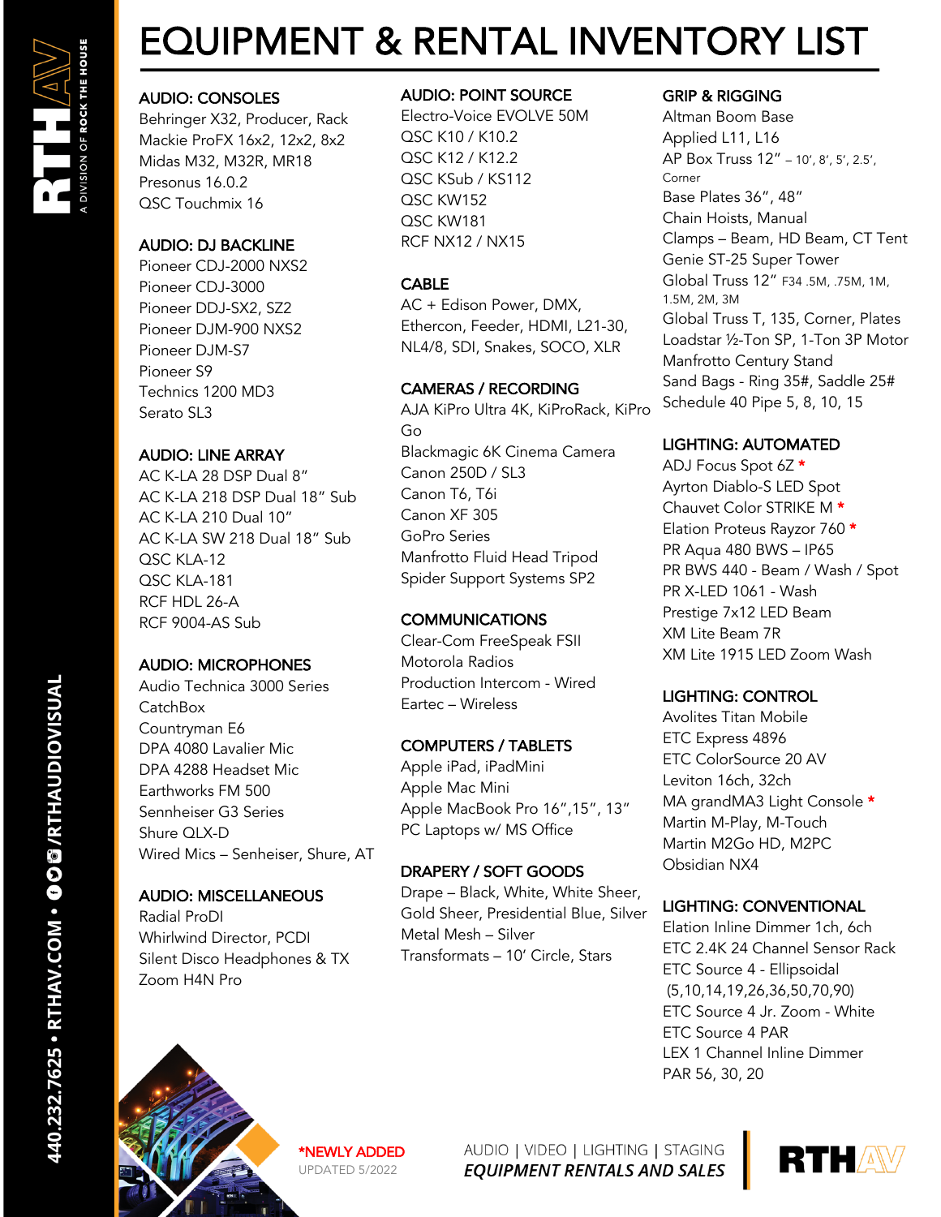# EQUIPMENT & RENTAL INVENTORY LIST

## AUDIO: CONSOLES
Behringer X32, Producer, Rack
Mackie ProFX 16x2, 12x2, 8x2
Midas M32, M32R, MR18
Presonus 16.0.2
QSC Touchmix 16

## AUDIO: DJ BACKLINE
Pioneer CDJ-2000 NXS2
Pioneer CDJ-3000
Pioneer DDJ-SX2, SZ2
Pioneer DJM-900 NXS2
Pioneer DJM-S7
Pioneer S9
Technics 1200 MD3
Serato SL3

## AUDIO: LINE ARRAY
AC K-LA 28 DSP Dual 8”
AC K-LA 218 DSP Dual 18” Sub
AC K-LA 210 Dual 10”
AC K-LA SW 218 Dual 18” Sub
QSC KLA-12
QSC KLA-181
RCF HDL 26-A
RCF 9004-AS Sub

## AUDIO: MICROPHONES
Audio Technica 3000 Series
CatchBox
Countryman E6
DPA 4080 Lavalier Mic
DPA 4288 Headset Mic
Earthworks FM 500
Sennheiser G3 Series
Shure QLX-D
Wired Mics – Senheiser, Shure, AT

## AUDIO: MISCELLANEOUS
Radial ProDI
Whirlwind Director, PCDI
Silent Disco Headphones & TX
Zoom H4N Pro

## AUDIO: POINT SOURCE
Electro-Voice EVOLVE 50M
QSC K10 / K10.2
QSC K12 / K12.2
QSC KSub / KS112
QSC KW152
QSC KW181
RCF NX12 / NX15

## CABLE
AC + Edison Power, DMX, Ethercon, Feeder, HDMI, L21-30, NL4/8, SDI, Snakes, SOCO, XLR

## CAMERAS / RECORDING
AJA KiPro Ultra 4K, KiProRack, KiPro Go
Blackmagic 6K Cinema Camera
Canon 250D / SL3
Canon T6, T6i
Canon XF 305
GoPro Series
Manfrotto Fluid Head Tripod
Spider Support Systems SP2

## COMMUNICATIONS
Clear-Com FreeSpeak FSII
Motorola Radios
Production Intercom - Wired
Eartec – Wireless

## COMPUTERS / TABLETS
Apple iPad, iPadMini
Apple Mac Mini
Apple MacBook Pro 16”,15”, 13”
PC Laptops w/ MS Office

## DRAPERY / SOFT GOODS
Drape – Black, White, White Sheer, Gold Sheer, Presidential Blue, Silver
Metal Mesh – Silver
Transformats – 10’ Circle, Stars

## GRIP & RIGGING
Altman Boom Base
Applied L11, L16
AP Box Truss 12” – 10’, 8’, 5’, 2.5’, Corner
Base Plates 36”, 48”
Chain Hoists, Manual
Clamps – Beam, HD Beam, CT Tent
Genie ST-25 Super Tower
Global Truss 12” F34 .5M, .75M, 1M, 1.5M, 2M, 3M
Global Truss T, 135, Corner, Plates
Loadstar ½-Ton SP, 1-Ton 3P Motor
Manfrotto Century Stand
Sand Bags - Ring 35#, Saddle 25#
Schedule 40 Pipe 5, 8, 10, 15

## LIGHTING: AUTOMATED
ADJ Focus Spot 6Z *
Ayrton Diablo-S LED Spot
Chauvet Color STRIKE M *
Elation Proteus Rayzor 760 *
PR Aqua 480 BWS – IP65
PR BWS 440 - Beam / Wash / Spot
PR X-LED 1061 - Wash
Prestige 7x12 LED Beam
XM Lite Beam 7R
XM Lite 1915 LED Zoom Wash

## LIGHTING: CONTROL
Avolites Titan Mobile
ETC Express 4896
ETC ColorSource 20 AV
Leviton 16ch, 32ch
MA grandMA3 Light Console *
Martin M-Play, M-Touch
Martin M2Go HD, M2PC
Obsidian NX4

## LIGHTING: CONVENTIONAL
Elation Inline Dimmer 1ch, 6ch
ETC 2.4K 24 Channel Sensor Rack
ETC Source 4 - Ellipsoidal (5,10,14,19,26,36,50,70,90)
ETC Source 4 Jr. Zoom - White
ETC Source 4 PAR
LEX 1 Channel Inline Dimmer
PAR 56, 30, 20

*NEWLY ADDED
UPDATED 5/2022

AUDIO | VIDEO | LIGHTING | STAGING
*EQUIPMENT RENTALS AND SALES*

RTHAV — A DIVISION OF ROCK THE HOUSE

440.232.7625 • RTHAV.COM • /RTHAUDIOVISUAL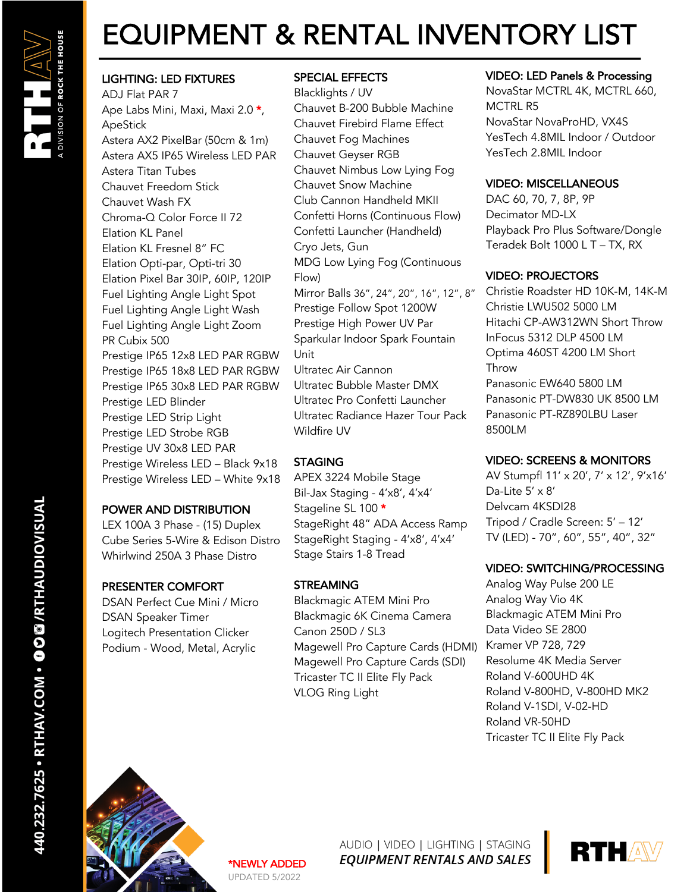# EQUIPMENT & RENTAL INVENTORY LIST

## LIGHTING: LED FIXTURES

ADJ Flat PAR 7
Ape Labs Mini, Maxi, Maxi 2.0 *, ApeStick
Astera AX2 PixelBar (50cm & 1m)
Astera AX5 IP65 Wireless LED PAR
Astera Titan Tubes
Chauvet Freedom Stick
Chauvet Wash FX
Chroma-Q Color Force II 72
Elation KL Panel
Elation KL Fresnel 8" FC
Elation Opti-par, Opti-tri 30
Elation Pixel Bar 30IP, 60IP, 120IP
Fuel Lighting Angle Light Spot
Fuel Lighting Angle Light Wash
Fuel Lighting Angle Light Zoom
PR Cubix 500
Prestige IP65 12x8 LED PAR RGBW
Prestige IP65 18x8 LED PAR RGBW
Prestige IP65 30x8 LED PAR RGBW
Prestige LED Blinder
Prestige LED Strip Light
Prestige LED Strobe RGB
Prestige UV 30x8 LED PAR
Prestige Wireless LED – Black 9x18
Prestige Wireless LED – White 9x18

## POWER AND DISTRIBUTION

LEX 100A 3 Phase - (15) Duplex
Cube Series 5-Wire & Edison Distro
Whirlwind 250A 3 Phase Distro

## PRESENTER COMFORT

DSAN Perfect Cue Mini / Micro
DSAN Speaker Timer
Logitech Presentation Clicker
Podium - Wood, Metal, Acrylic

## SPECIAL EFFECTS

Blacklights / UV
Chauvet B-200 Bubble Machine
Chauvet Firebird Flame Effect
Chauvet Fog Machines
Chauvet Geyser RGB
Chauvet Nimbus Low Lying Fog
Chauvet Snow Machine
Club Cannon Handheld MKII
Confetti Horns (Continuous Flow)
Confetti Launcher (Handheld)
Cryo Jets, Gun
MDG Low Lying Fog (Continuous Flow)
Mirror Balls 36", 24", 20", 16", 12", 8"
Prestige Follow Spot 1200W
Prestige High Power UV Par
Sparkular Indoor Spark Fountain Unit
Ultratec Air Cannon
Ultratec Bubble Master DMX
Ultratec Pro Confetti Launcher
Ultratec Radiance Hazer Tour Pack
Wildfire UV

## STAGING

APEX 3224 Mobile Stage
Bil-Jax Staging - 4'x8', 4'x4'
Stageline SL 100 *
StageRight 48" ADA Access Ramp
StageRight Staging - 4'x8', 4'x4'
Stage Stairs 1-8 Tread

## STREAMING

Blackmagic ATEM Mini Pro
Blackmagic 6K Cinema Camera
Canon 250D / SL3
Magewell Pro Capture Cards (HDMI)
Magewell Pro Capture Cards (SDI)
Tricaster TC II Elite Fly Pack
VLOG Ring Light

## VIDEO: LED Panels & Processing

NovaStar MCTRL 4K, MCTRL 660, MCTRL R5
NovaStar NovaProHD, VX4S
YesTech 4.8MIL Indoor / Outdoor
YesTech 2.8MIL Indoor

## VIDEO: MISCELLANEOUS

DAC 60, 70, 7, 8P, 9P
Decimator MD-LX
Playback Pro Plus Software/Dongle
Teradek Bolt 1000 L T – TX, RX

## VIDEO: PROJECTORS

Christie Roadster HD 10K-M, 14K-M
Christie LWU502 5000 LM
Hitachi CP-AW312WN Short Throw
InFocus 5312 DLP 4500 LM
Optima 460ST 4200 LM Short Throw
Panasonic EW640 5800 LM
Panasonic PT-DW830 UK 8500 LM
Panasonic PT-RZ890LBU Laser 8500LM

## VIDEO: SCREENS & MONITORS

AV Stumpfl 11' x 20', 7' x 12', 9'x16'
Da-Lite 5' x 8'
Delvcam 4KSDI28
Tripod / Cradle Screen: 5' – 12'
TV (LED) - 70", 60", 55", 40", 32"

## VIDEO: SWITCHING/PROCESSING

Analog Way Pulse 200 LE
Analog Way Vio 4K
Blackmagic ATEM Mini Pro
Data Video SE 2800
Kramer VP 728, 729
Resolume 4K Media Server
Roland V-600UHD 4K
Roland V-800HD, V-800HD MK2
Roland V-1SDI, V-02-HD
Roland VR-50HD
Tricaster TC II Elite Fly Pack

*NEWLY ADDED
UPDATED 5/2022

AUDIO | VIDEO | LIGHTING | STAGING
*EQUIPMENT RENTALS AND SALES*

RTHAV

440.232.7625 • RTHAV.COM • /RTHAUDIOVISUAL